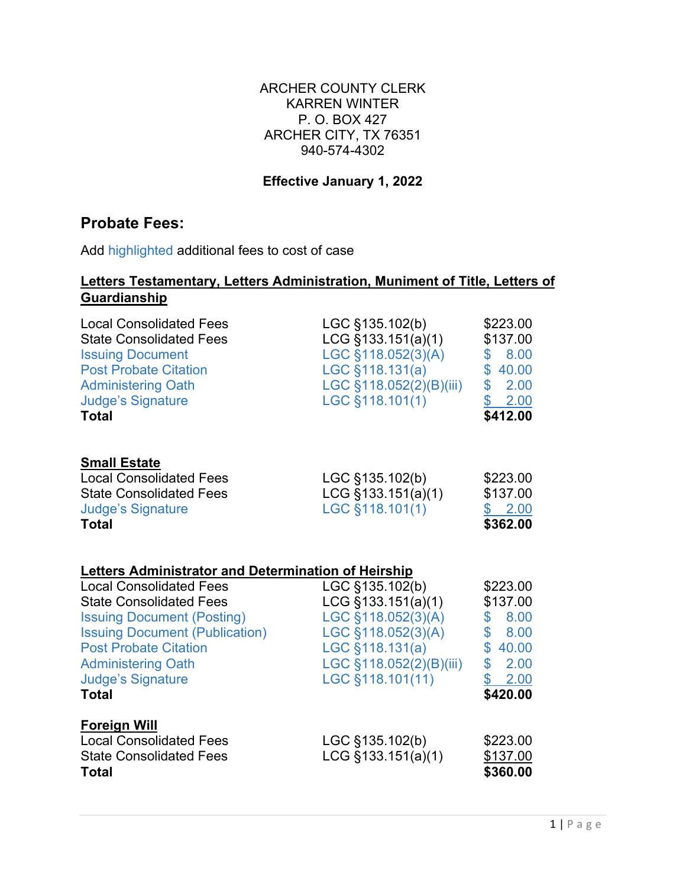ARCHER COUNTY CLERK
KARREN WINTER
P. O. BOX 427
ARCHER CITY, TX 76351
940-574-4302

**Effective January 1, 2022**

## Probate Fees:

Add highlighted additional fees to cost of case

**Letters Testamentary, Letters Administration, Muniment of Title, Letters of Guardianship**

| | | |
|---|---|---|
| Local Consolidated Fees | LGC §135.102(b) | $223.00 |
| State Consolidated Fees | LCG §133.151(a)(1) | $137.00 |
| Issuing Document | LGC §118.052(3)(A) | $ 8.00 |
| Post Probate Citation | LGC §118.131(a) | $ 40.00 |
| Administering Oath | LGC §118.052(2)(B)(iii) | $ 2.00 |
| Judge's Signature | LGC §118.101(1) | $ 2.00 |
| **Total** | | **$412.00** |

**Small Estate**

| | | |
|---|---|---|
| Local Consolidated Fees | LGC §135.102(b) | $223.00 |
| State Consolidated Fees | LCG §133.151(a)(1) | $137.00 |
| Judge's Signature | LGC §118.101(1) | $ 2.00 |
| **Total** | | **$362.00** |

**Letters Administrator and Determination of Heirship**

| | | |
|---|---|---|
| Local Consolidated Fees | LGC §135.102(b) | $223.00 |
| State Consolidated Fees | LCG §133.151(a)(1) | $137.00 |
| Issuing Document (Posting) | LGC §118.052(3)(A) | $ 8.00 |
| Issuing Document (Publication) | LGC §118.052(3)(A) | $ 8.00 |
| Post Probate Citation | LGC §118.131(a) | $ 40.00 |
| Administering Oath | LGC §118.052(2)(B)(iii) | $ 2.00 |
| Judge's Signature | LGC §118.101(11) | $ 2.00 |
| **Total** | | **$420.00** |

**Foreign Will**

| | | |
|---|---|---|
| Local Consolidated Fees | LGC §135.102(b) | $223.00 |
| State Consolidated Fees | LCG §133.151(a)(1) | $137.00 |
| **Total** | | **$360.00** |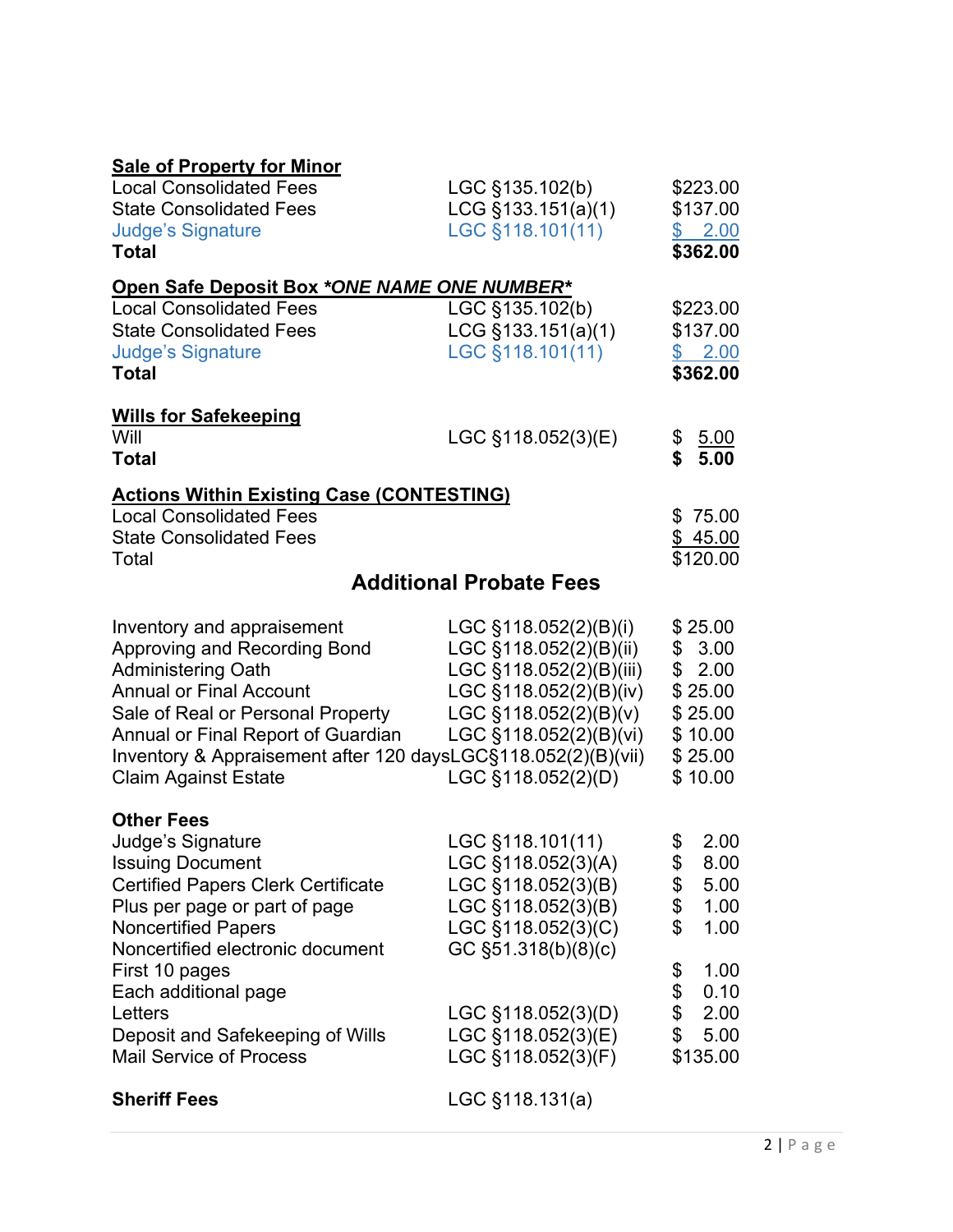**Sale of Property for Minor**

| | | |
|---|---|---|
| Local Consolidated Fees | LGC §135.102(b) | $223.00 |
| State Consolidated Fees | LCG §133.151(a)(1) | $137.00 |
| Judge's Signature | LGC §118.101(11) | $ 2.00 |
| **Total** | | **$362.00** |

**Open Safe Deposit Box *ONE NAME ONE NUMBER***

| | | |
|---|---|---|
| Local Consolidated Fees | LGC §135.102(b) | $223.00 |
| State Consolidated Fees | LCG §133.151(a)(1) | $137.00 |
| Judge's Signature | LGC §118.101(11) | $ 2.00 |
| **Total** | | **$362.00** |

**Wills for Safekeeping**

| | | |
|---|---|---|
| Will | LGC §118.052(3)(E) | $ 5.00 |
| **Total** | | **$ 5.00** |

**Actions Within Existing Case (CONTESTING)**

| | | |
|---|---|---|
| Local Consolidated Fees | | $ 75.00 |
| State Consolidated Fees | | $ 45.00 |
| Total | | $120.00 |

## Additional Probate Fees

| | | |
|---|---|---|
| Inventory and appraisement | LGC §118.052(2)(B)(i) | $ 25.00 |
| Approving and Recording Bond | LGC §118.052(2)(B)(ii) | $ 3.00 |
| Administering Oath | LGC §118.052(2)(B)(iii) | $ 2.00 |
| Annual or Final Account | LGC §118.052(2)(B)(iv) | $ 25.00 |
| Sale of Real or Personal Property | LGC §118.052(2)(B)(v) | $ 25.00 |
| Annual or Final Report of Guardian | LGC §118.052(2)(B)(vi) | $ 10.00 |
| Inventory & Appraisement after 120 days | LGC§118.052(2)(B)(vii) | $ 25.00 |
| Claim Against Estate | LGC §118.052(2)(D) | $ 10.00 |

**Other Fees**

| | | |
|---|---|---|
| Judge's Signature | LGC §118.101(11) | $ 2.00 |
| Issuing Document | LGC §118.052(3)(A) | $ 8.00 |
| Certified Papers Clerk Certificate | LGC §118.052(3)(B) | $ 5.00 |
| Plus per page or part of page | LGC §118.052(3)(B) | $ 1.00 |
| Noncertified Papers | LGC §118.052(3)(C) | $ 1.00 |
| Noncertified electronic document | GC §51.318(b)(8)(c) | |
| First 10 pages | | $ 1.00 |
| Each additional page | | $ 0.10 |
| Letters | LGC §118.052(3)(D) | $ 2.00 |
| Deposit and Safekeeping of Wills | LGC §118.052(3)(E) | $ 5.00 |
| Mail Service of Process | LGC §118.052(3)(F) | $135.00 |

**Sheriff Fees** LGC §118.131(a)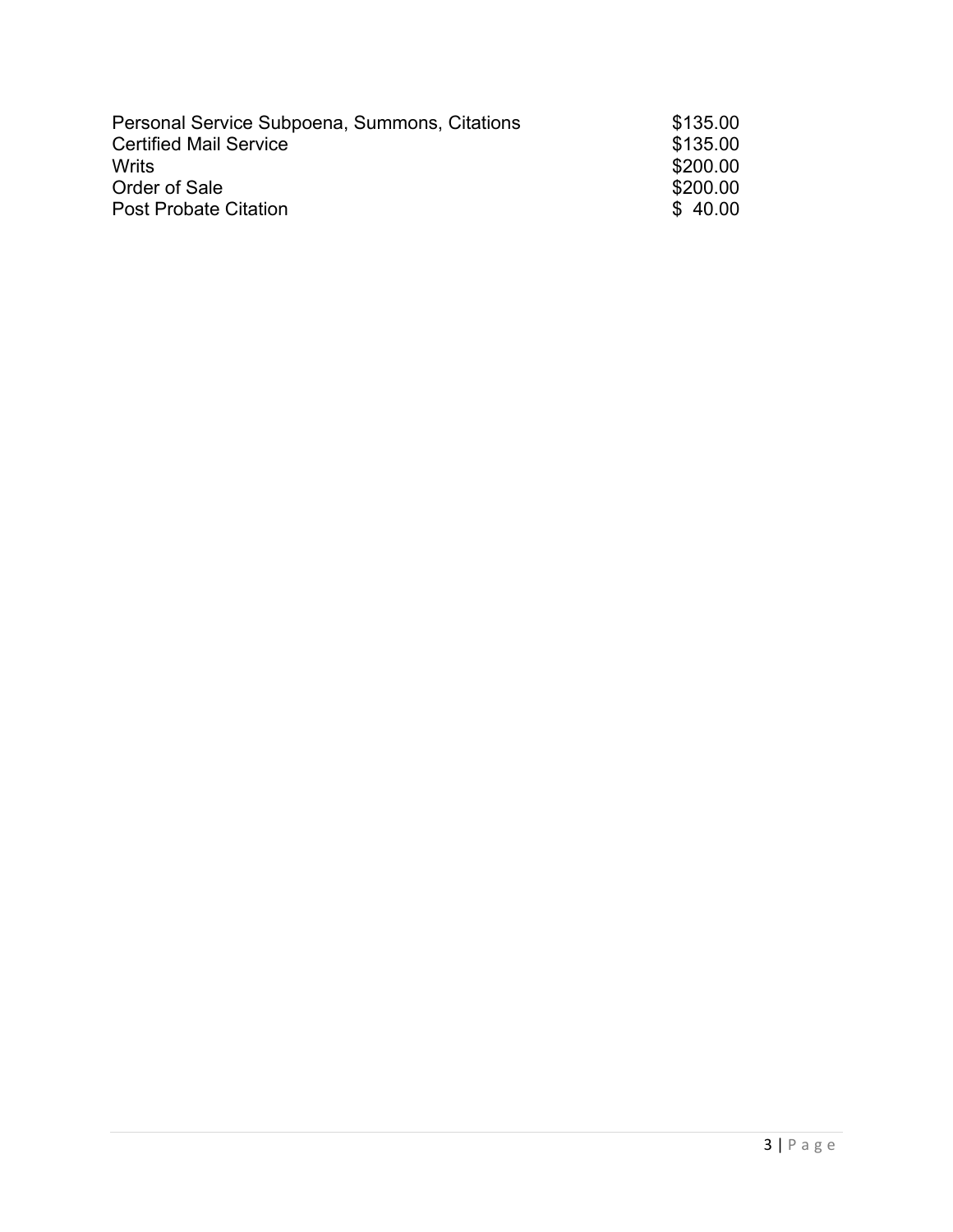| | |
|---|---|
| Personal Service Subpoena, Summons, Citations | $135.00 |
| Certified Mail Service | $135.00 |
| Writs | $200.00 |
| Order of Sale | $200.00 |
| Post Probate Citation | $ 40.00 |